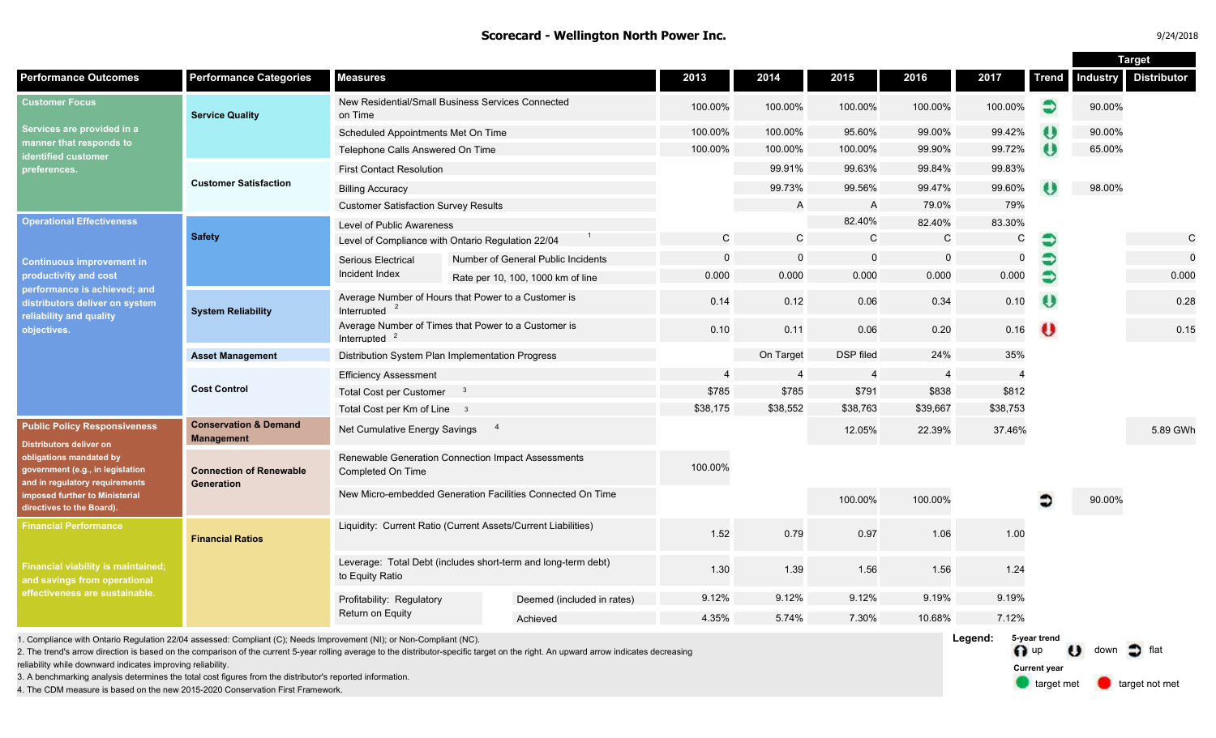# Scorecard - Wellington North Power Inc.

9/24/2018

| Performance Outcomes | Performance Categories | Measures | | 2013 | 2014 | 2015 | 2016 | 2017 | Trend | Target: Industry | Target: Distributor |
|---|---|---|---|---|---|---|---|---|---|---|---|
| **Customer Focus** Services are provided in a manner that responds to identified customer preferences. | Service Quality | New Residential/Small Business Services Connected on Time | | 100.00% | 100.00% | 100.00% | 100.00% | 100.00% | flat | 90.00% | |
| | | Scheduled Appointments Met On Time | | 100.00% | 100.00% | 95.60% | 99.00% | 99.42% | down | 90.00% | |
| | | Telephone Calls Answered On Time | | 100.00% | 100.00% | 100.00% | 99.90% | 99.72% | down | 65.00% | |
| | Customer Satisfaction | First Contact Resolution | | | 99.91% | 99.63% | 99.84% | 99.83% | | | |
| | | Billing Accuracy | | | 99.73% | 99.56% | 99.47% | 99.60% | down | 98.00% | |
| | | Customer Satisfaction Survey Results | | | A | A | 79.0% | 79% | | | |
| **Operational Effectiveness** Continuous improvement in productivity and cost performance is achieved; and distributors deliver on system reliability and quality objectives. | Safety | Level of Public Awareness | | | | 82.40% | 82.40% | 83.30% | | | |
| | | Level of Compliance with Ontario Regulation 22/04 [1] | | C | C | C | C | C | flat | | C |
| | | Serious Electrical Incident Index | Number of General Public Incidents | 0 | 0 | 0 | 0 | 0 | flat | | 0 |
| | | | Rate per 10, 100, 1000 km of line | 0.000 | 0.000 | 0.000 | 0.000 | 0.000 | flat | | 0.000 |
| | System Reliability | Average Number of Hours that Power to a Customer is Interrupted [2] | | 0.14 | 0.12 | 0.06 | 0.34 | 0.10 | down | | 0.28 |
| | | Average Number of Times that Power to a Customer is Interrupted [2] | | 0.10 | 0.11 | 0.06 | 0.20 | 0.16 | up | | 0.15 |
| | Asset Management | Distribution System Plan Implementation Progress | | | On Target | DSP filed | 24% | 35% | | | |
| | Cost Control | Efficiency Assessment | | 4 | 4 | 4 | 4 | 4 | | | |
| | | Total Cost per Customer [3] | | $785 | $785 | $791 | $838 | $812 | | | |
| | | Total Cost per Km of Line [3] | | $38,175 | $38,552 | $38,763 | $39,667 | $38,753 | | | |
| **Public Policy Responsiveness** Distributors deliver on obligations mandated by government (e.g., in legislation and in regulatory requirements imposed further to Ministerial directives to the Board). | Conservation & Demand Management | Net Cumulative Energy Savings [4] | | | | 12.05% | 22.39% | 37.46% | | | 5.89 GWh |
| | Connection of Renewable Generation | Renewable Generation Connection Impact Assessments Completed On Time | | 100.00% | | | | | | | |
| | | New Micro-embedded Generation Facilities Connected On Time | | | | 100.00% | 100.00% | | flat | 90.00% | |
| **Financial Performance** Financial viability is maintained; and savings from operational effectiveness are sustainable. | Financial Ratios | Liquidity: Current Ratio (Current Assets/Current Liabilities) | | 1.52 | 0.79 | 0.97 | 1.06 | 1.00 | | | |
| | | Leverage: Total Debt (includes short-term and long-term debt) to Equity Ratio | | 1.30 | 1.39 | 1.56 | 1.56 | 1.24 | | | |
| | | Profitability: Regulatory Return on Equity | Deemed (included in rates) | 9.12% | 9.12% | 9.12% | 9.19% | 9.19% | | | |
| | | | Achieved | 4.35% | 5.74% | 7.30% | 10.68% | 7.12% | | | |

1. Compliance with Ontario Regulation 22/04 assessed: Compliant (C); Needs Improvement (NI); or Non-Compliant (NC).
2. The trend's arrow direction is based on the comparison of the current 5-year rolling average to the distributor-specific target on the right. An upward arrow indicates decreasing reliability while downward indicates improving reliability.
3. A benchmarking analysis determines the total cost figures from the distributor's reported information.
4. The CDM measure is based on the new 2015-2020 Conservation First Framework.

**Legend:**
5-year trend: up, down, flat
Current year: target met, target not met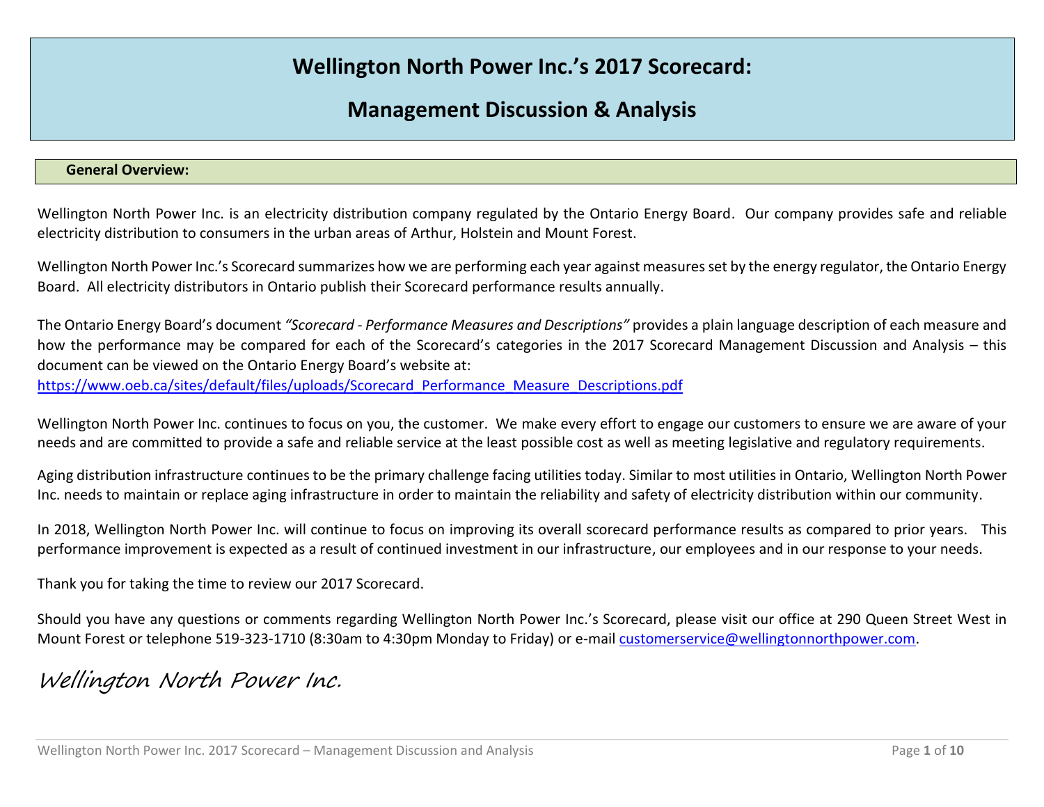# Wellington North Power Inc.'s 2017 Scorecard:

# Management Discussion & Analysis

## General Overview:

Wellington North Power Inc. is an electricity distribution company regulated by the Ontario Energy Board. Our company provides safe and reliable electricity distribution to consumers in the urban areas of Arthur, Holstein and Mount Forest.

Wellington North Power Inc.'s Scorecard summarizes how we are performing each year against measures set by the energy regulator, the Ontario Energy Board. All electricity distributors in Ontario publish their Scorecard performance results annually.

The Ontario Energy Board's document *"Scorecard - Performance Measures and Descriptions"* provides a plain language description of each measure and how the performance may be compared for each of the Scorecard's categories in the 2017 Scorecard Management Discussion and Analysis – this document can be viewed on the Ontario Energy Board's website at:
[https://www.oeb.ca/sites/default/files/uploads/Scorecard_Performance_Measure_Descriptions.pdf](https://www.oeb.ca/sites/default/files/uploads/Scorecard_Performance_Measure_Descriptions.pdf)

Wellington North Power Inc. continues to focus on you, the customer. We make every effort to engage our customers to ensure we are aware of your needs and are committed to provide a safe and reliable service at the least possible cost as well as meeting legislative and regulatory requirements.

Aging distribution infrastructure continues to be the primary challenge facing utilities today. Similar to most utilities in Ontario, Wellington North Power Inc. needs to maintain or replace aging infrastructure in order to maintain the reliability and safety of electricity distribution within our community.

In 2018, Wellington North Power Inc. will continue to focus on improving its overall scorecard performance results as compared to prior years. This performance improvement is expected as a result of continued investment in our infrastructure, our employees and in our response to your needs.

Thank you for taking the time to review our 2017 Scorecard.

Should you have any questions or comments regarding Wellington North Power Inc.'s Scorecard, please visit our office at 290 Queen Street West in Mount Forest or telephone 519-323-1710 (8:30am to 4:30pm Monday to Friday) or e-mail [customerservice@wellingtonnorthpower.com](mailto:customerservice@wellingtonnorthpower.com).

*Wellington North Power Inc.*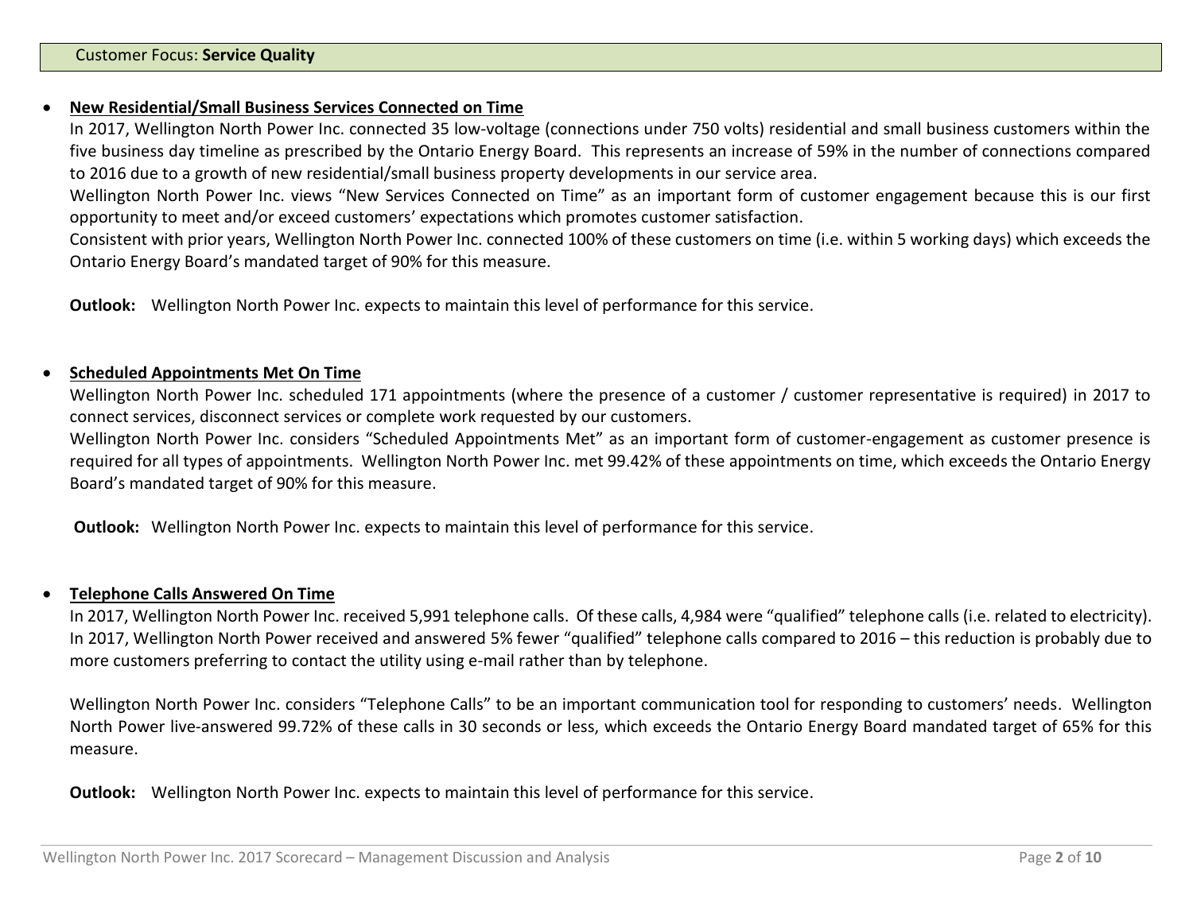## Customer Focus: **Service Quality**

- **New Residential/Small Business Services Connected on Time**

  In 2017, Wellington North Power Inc. connected 35 low-voltage (connections under 750 volts) residential and small business customers within the five business day timeline as prescribed by the Ontario Energy Board. This represents an increase of 59% in the number of connections compared to 2016 due to a growth of new residential/small business property developments in our service area.

  Wellington North Power Inc. views "New Services Connected on Time" as an important form of customer engagement because this is our first opportunity to meet and/or exceed customers' expectations which promotes customer satisfaction.

  Consistent with prior years, Wellington North Power Inc. connected 100% of these customers on time (i.e. within 5 working days) which exceeds the Ontario Energy Board's mandated target of 90% for this measure.

  **Outlook:** Wellington North Power Inc. expects to maintain this level of performance for this service.

- **Scheduled Appointments Met On Time**

  Wellington North Power Inc. scheduled 171 appointments (where the presence of a customer / customer representative is required) in 2017 to connect services, disconnect services or complete work requested by our customers.

  Wellington North Power Inc. considers "Scheduled Appointments Met" as an important form of customer-engagement as customer presence is required for all types of appointments. Wellington North Power Inc. met 99.42% of these appointments on time, which exceeds the Ontario Energy Board's mandated target of 90% for this measure.

  **Outlook:** Wellington North Power Inc. expects to maintain this level of performance for this service.

- **Telephone Calls Answered On Time**

  In 2017, Wellington North Power Inc. received 5,991 telephone calls. Of these calls, 4,984 were "qualified" telephone calls (i.e. related to electricity). In 2017, Wellington North Power received and answered 5% fewer "qualified" telephone calls compared to 2016 – this reduction is probably due to more customers preferring to contact the utility using e-mail rather than by telephone.

  Wellington North Power Inc. considers "Telephone Calls" to be an important communication tool for responding to customers' needs. Wellington North Power live-answered 99.72% of these calls in 30 seconds or less, which exceeds the Ontario Energy Board mandated target of 65% for this measure.

  **Outlook:** Wellington North Power Inc. expects to maintain this level of performance for this service.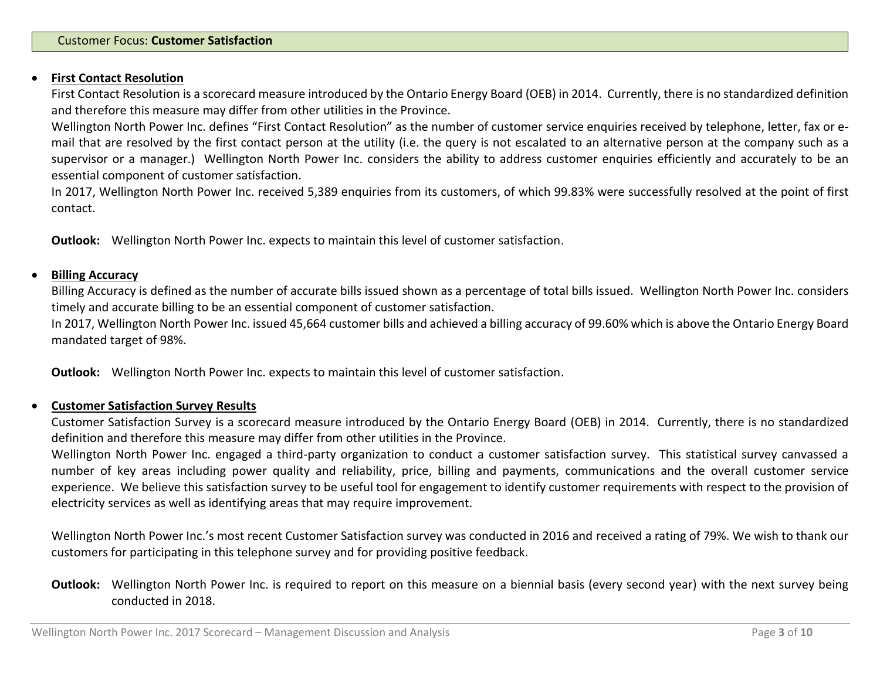## Customer Focus: **Customer Satisfaction**

- **First Contact Resolution**

  First Contact Resolution is a scorecard measure introduced by the Ontario Energy Board (OEB) in 2014. Currently, there is no standardized definition and therefore this measure may differ from other utilities in the Province.

  Wellington North Power Inc. defines "First Contact Resolution" as the number of customer service enquiries received by telephone, letter, fax or e-mail that are resolved by the first contact person at the utility (i.e. the query is not escalated to an alternative person at the company such as a supervisor or a manager.) Wellington North Power Inc. considers the ability to address customer enquiries efficiently and accurately to be an essential component of customer satisfaction.

  In 2017, Wellington North Power Inc. received 5,389 enquiries from its customers, of which 99.83% were successfully resolved at the point of first contact.

  **Outlook:** Wellington North Power Inc. expects to maintain this level of customer satisfaction.

- **Billing Accuracy**

  Billing Accuracy is defined as the number of accurate bills issued shown as a percentage of total bills issued. Wellington North Power Inc. considers timely and accurate billing to be an essential component of customer satisfaction.

  In 2017, Wellington North Power Inc. issued 45,664 customer bills and achieved a billing accuracy of 99.60% which is above the Ontario Energy Board mandated target of 98%.

  **Outlook:** Wellington North Power Inc. expects to maintain this level of customer satisfaction.

- **Customer Satisfaction Survey Results**

  Customer Satisfaction Survey is a scorecard measure introduced by the Ontario Energy Board (OEB) in 2014. Currently, there is no standardized definition and therefore this measure may differ from other utilities in the Province.

  Wellington North Power Inc. engaged a third-party organization to conduct a customer satisfaction survey. This statistical survey canvassed a number of key areas including power quality and reliability, price, billing and payments, communications and the overall customer service experience. We believe this satisfaction survey to be useful tool for engagement to identify customer requirements with respect to the provision of electricity services as well as identifying areas that may require improvement.

  Wellington North Power Inc.'s most recent Customer Satisfaction survey was conducted in 2016 and received a rating of 79%. We wish to thank our customers for participating in this telephone survey and for providing positive feedback.

  **Outlook:** Wellington North Power Inc. is required to report on this measure on a biennial basis (every second year) with the next survey being conducted in 2018.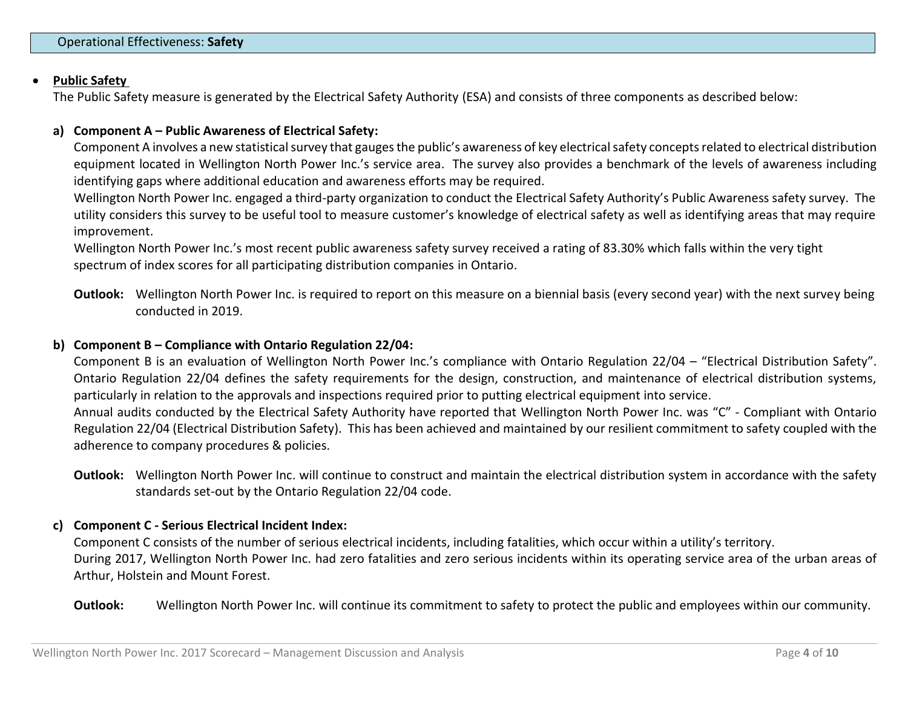Operational Effectiveness: **Safety**

- **Public Safety**

  The Public Safety measure is generated by the Electrical Safety Authority (ESA) and consists of three components as described below:

  **a) Component A – Public Awareness of Electrical Safety:**

  Component A involves a new statistical survey that gauges the public's awareness of key electrical safety concepts related to electrical distribution equipment located in Wellington North Power Inc.'s service area. The survey also provides a benchmark of the levels of awareness including identifying gaps where additional education and awareness efforts may be required.

  Wellington North Power Inc. engaged a third-party organization to conduct the Electrical Safety Authority's Public Awareness safety survey. The utility considers this survey to be useful tool to measure customer's knowledge of electrical safety as well as identifying areas that may require improvement.

  Wellington North Power Inc.'s most recent public awareness safety survey received a rating of 83.30% which falls within the very tight spectrum of index scores for all participating distribution companies in Ontario.

  **Outlook:** Wellington North Power Inc. is required to report on this measure on a biennial basis (every second year) with the next survey being conducted in 2019.

  **b) Component B – Compliance with Ontario Regulation 22/04:**

  Component B is an evaluation of Wellington North Power Inc.'s compliance with Ontario Regulation 22/04 – "Electrical Distribution Safety". Ontario Regulation 22/04 defines the safety requirements for the design, construction, and maintenance of electrical distribution systems, particularly in relation to the approvals and inspections required prior to putting electrical equipment into service.

  Annual audits conducted by the Electrical Safety Authority have reported that Wellington North Power Inc. was "C" - Compliant with Ontario Regulation 22/04 (Electrical Distribution Safety). This has been achieved and maintained by our resilient commitment to safety coupled with the adherence to company procedures & policies.

  **Outlook:** Wellington North Power Inc. will continue to construct and maintain the electrical distribution system in accordance with the safety standards set-out by the Ontario Regulation 22/04 code.

  **c) Component C - Serious Electrical Incident Index:**

  Component C consists of the number of serious electrical incidents, including fatalities, which occur within a utility's territory.

  During 2017, Wellington North Power Inc. had zero fatalities and zero serious incidents within its operating service area of the urban areas of Arthur, Holstein and Mount Forest.

  **Outlook:** Wellington North Power Inc. will continue its commitment to safety to protect the public and employees within our community.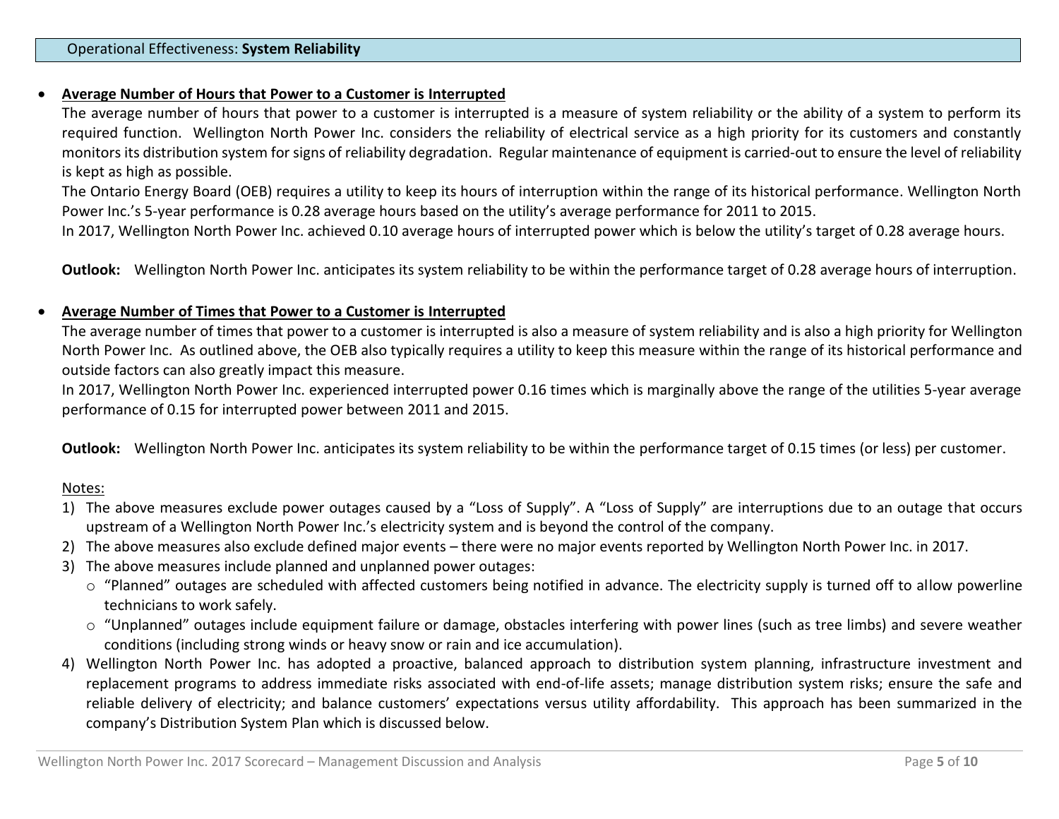## Operational Effectiveness: **System Reliability**

- **Average Number of Hours that Power to a Customer is Interrupted**

  The average number of hours that power to a customer is interrupted is a measure of system reliability or the ability of a system to perform its required function. Wellington North Power Inc. considers the reliability of electrical service as a high priority for its customers and constantly monitors its distribution system for signs of reliability degradation. Regular maintenance of equipment is carried-out to ensure the level of reliability is kept as high as possible.

  The Ontario Energy Board (OEB) requires a utility to keep its hours of interruption within the range of its historical performance. Wellington North Power Inc.'s 5-year performance is 0.28 average hours based on the utility's average performance for 2011 to 2015.

  In 2017, Wellington North Power Inc. achieved 0.10 average hours of interrupted power which is below the utility's target of 0.28 average hours.

  **Outlook:** Wellington North Power Inc. anticipates its system reliability to be within the performance target of 0.28 average hours of interruption.

- **Average Number of Times that Power to a Customer is Interrupted**

  The average number of times that power to a customer is interrupted is also a measure of system reliability and is also a high priority for Wellington North Power Inc. As outlined above, the OEB also typically requires a utility to keep this measure within the range of its historical performance and outside factors can also greatly impact this measure.

  In 2017, Wellington North Power Inc. experienced interrupted power 0.16 times which is marginally above the range of the utilities 5-year average performance of 0.15 for interrupted power between 2011 and 2015.

  **Outlook:** Wellington North Power Inc. anticipates its system reliability to be within the performance target of 0.15 times (or less) per customer.

Notes:

1) The above measures exclude power outages caused by a "Loss of Supply". A "Loss of Supply" are interruptions due to an outage that occurs upstream of a Wellington North Power Inc.'s electricity system and is beyond the control of the company.
2) The above measures also exclude defined major events – there were no major events reported by Wellington North Power Inc. in 2017.
3) The above measures include planned and unplanned power outages:
   - "Planned" outages are scheduled with affected customers being notified in advance. The electricity supply is turned off to allow powerline technicians to work safely.
   - "Unplanned" outages include equipment failure or damage, obstacles interfering with power lines (such as tree limbs) and severe weather conditions (including strong winds or heavy snow or rain and ice accumulation).
4) Wellington North Power Inc. has adopted a proactive, balanced approach to distribution system planning, infrastructure investment and replacement programs to address immediate risks associated with end-of-life assets; manage distribution system risks; ensure the safe and reliable delivery of electricity; and balance customers' expectations versus utility affordability. This approach has been summarized in the company's Distribution System Plan which is discussed below.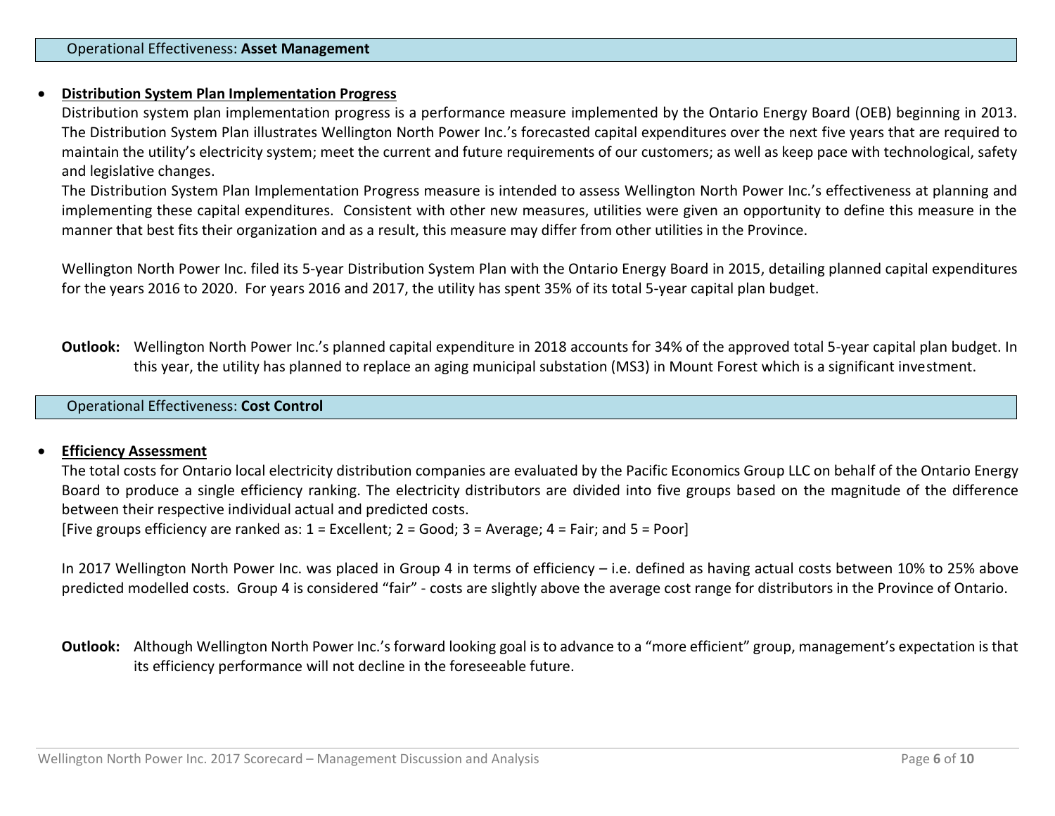## Operational Effectiveness: **Asset Management**

- **Distribution System Plan Implementation Progress**

  Distribution system plan implementation progress is a performance measure implemented by the Ontario Energy Board (OEB) beginning in 2013. The Distribution System Plan illustrates Wellington North Power Inc.'s forecasted capital expenditures over the next five years that are required to maintain the utility's electricity system; meet the current and future requirements of our customers; as well as keep pace with technological, safety and legislative changes.

  The Distribution System Plan Implementation Progress measure is intended to assess Wellington North Power Inc.'s effectiveness at planning and implementing these capital expenditures. Consistent with other new measures, utilities were given an opportunity to define this measure in the manner that best fits their organization and as a result, this measure may differ from other utilities in the Province.

  Wellington North Power Inc. filed its 5-year Distribution System Plan with the Ontario Energy Board in 2015, detailing planned capital expenditures for the years 2016 to 2020. For years 2016 and 2017, the utility has spent 35% of its total 5-year capital plan budget.

  **Outlook:** Wellington North Power Inc.'s planned capital expenditure in 2018 accounts for 34% of the approved total 5-year capital plan budget. In this year, the utility has planned to replace an aging municipal substation (MS3) in Mount Forest which is a significant investment.

## Operational Effectiveness: **Cost Control**

- **Efficiency Assessment**

  The total costs for Ontario local electricity distribution companies are evaluated by the Pacific Economics Group LLC on behalf of the Ontario Energy Board to produce a single efficiency ranking. The electricity distributors are divided into five groups based on the magnitude of the difference between their respective individual actual and predicted costs.

  [Five groups efficiency are ranked as: 1 = Excellent; 2 = Good; 3 = Average; 4 = Fair; and 5 = Poor]

  In 2017 Wellington North Power Inc. was placed in Group 4 in terms of efficiency – i.e. defined as having actual costs between 10% to 25% above predicted modelled costs. Group 4 is considered "fair" - costs are slightly above the average cost range for distributors in the Province of Ontario.

  **Outlook:** Although Wellington North Power Inc.'s forward looking goal is to advance to a "more efficient" group, management's expectation is that its efficiency performance will not decline in the foreseeable future.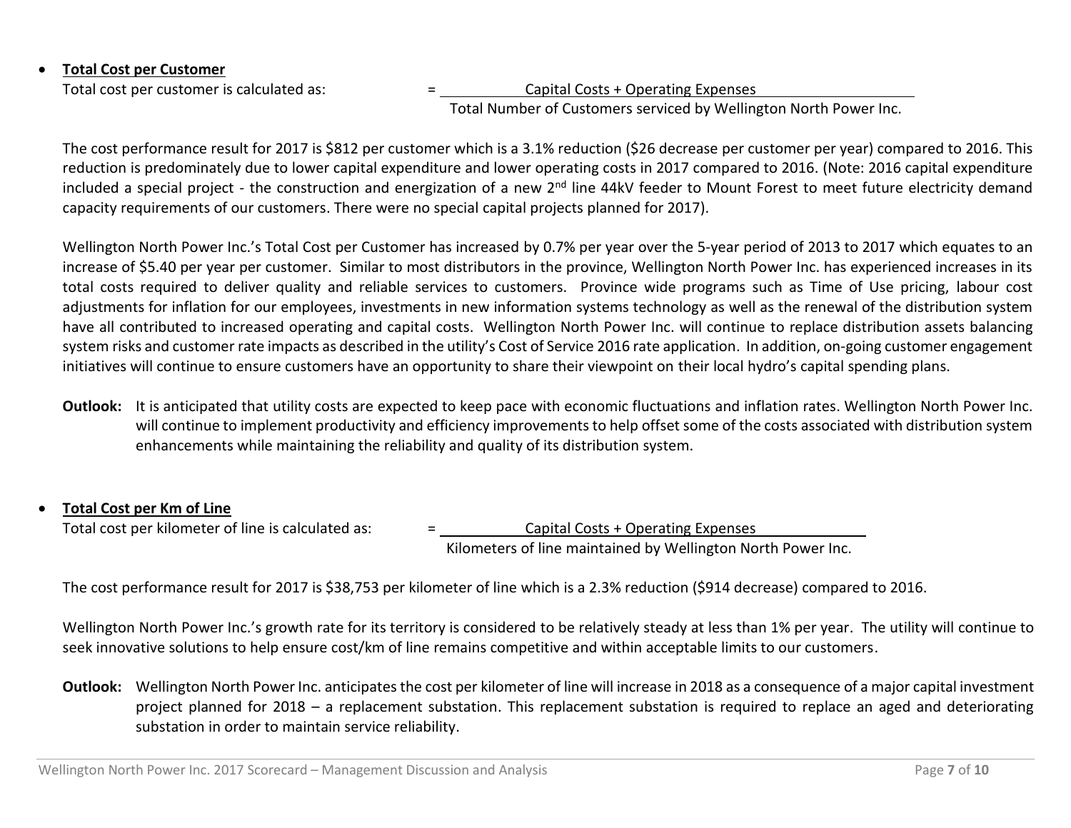- **Total Cost per Customer**

  Total cost per customer is calculated as: = $\frac{\text{Capital Costs + Operating Expenses}}{\text{Total Number of Customers serviced by Wellington North Power Inc.}}$

  The cost performance result for 2017 is $812 per customer which is a 3.1% reduction ($26 decrease per customer per year) compared to 2016. This reduction is predominately due to lower capital expenditure and lower operating costs in 2017 compared to 2016. (Note: 2016 capital expenditure included a special project - the construction and energization of a new 2nd line 44kV feeder to Mount Forest to meet future electricity demand capacity requirements of our customers. There were no special capital projects planned for 2017).

  Wellington North Power Inc.'s Total Cost per Customer has increased by 0.7% per year over the 5-year period of 2013 to 2017 which equates to an increase of $5.40 per year per customer. Similar to most distributors in the province, Wellington North Power Inc. has experienced increases in its total costs required to deliver quality and reliable services to customers. Province wide programs such as Time of Use pricing, labour cost adjustments for inflation for our employees, investments in new information systems technology as well as the renewal of the distribution system have all contributed to increased operating and capital costs. Wellington North Power Inc. will continue to replace distribution assets balancing system risks and customer rate impacts as described in the utility's Cost of Service 2016 rate application. In addition, on-going customer engagement initiatives will continue to ensure customers have an opportunity to share their viewpoint on their local hydro's capital spending plans.

  **Outlook:** It is anticipated that utility costs are expected to keep pace with economic fluctuations and inflation rates. Wellington North Power Inc. will continue to implement productivity and efficiency improvements to help offset some of the costs associated with distribution system enhancements while maintaining the reliability and quality of its distribution system.

- **Total Cost per Km of Line**

  Total cost per kilometer of line is calculated as: = $\frac{\text{Capital Costs + Operating Expenses}}{\text{Kilometers of line maintained by Wellington North Power Inc.}}$

  The cost performance result for 2017 is $38,753 per kilometer of line which is a 2.3% reduction ($914 decrease) compared to 2016.

  Wellington North Power Inc.'s growth rate for its territory is considered to be relatively steady at less than 1% per year. The utility will continue to seek innovative solutions to help ensure cost/km of line remains competitive and within acceptable limits to our customers.

  **Outlook:** Wellington North Power Inc. anticipates the cost per kilometer of line will increase in 2018 as a consequence of a major capital investment project planned for 2018 – a replacement substation. This replacement substation is required to replace an aged and deteriorating substation in order to maintain service reliability.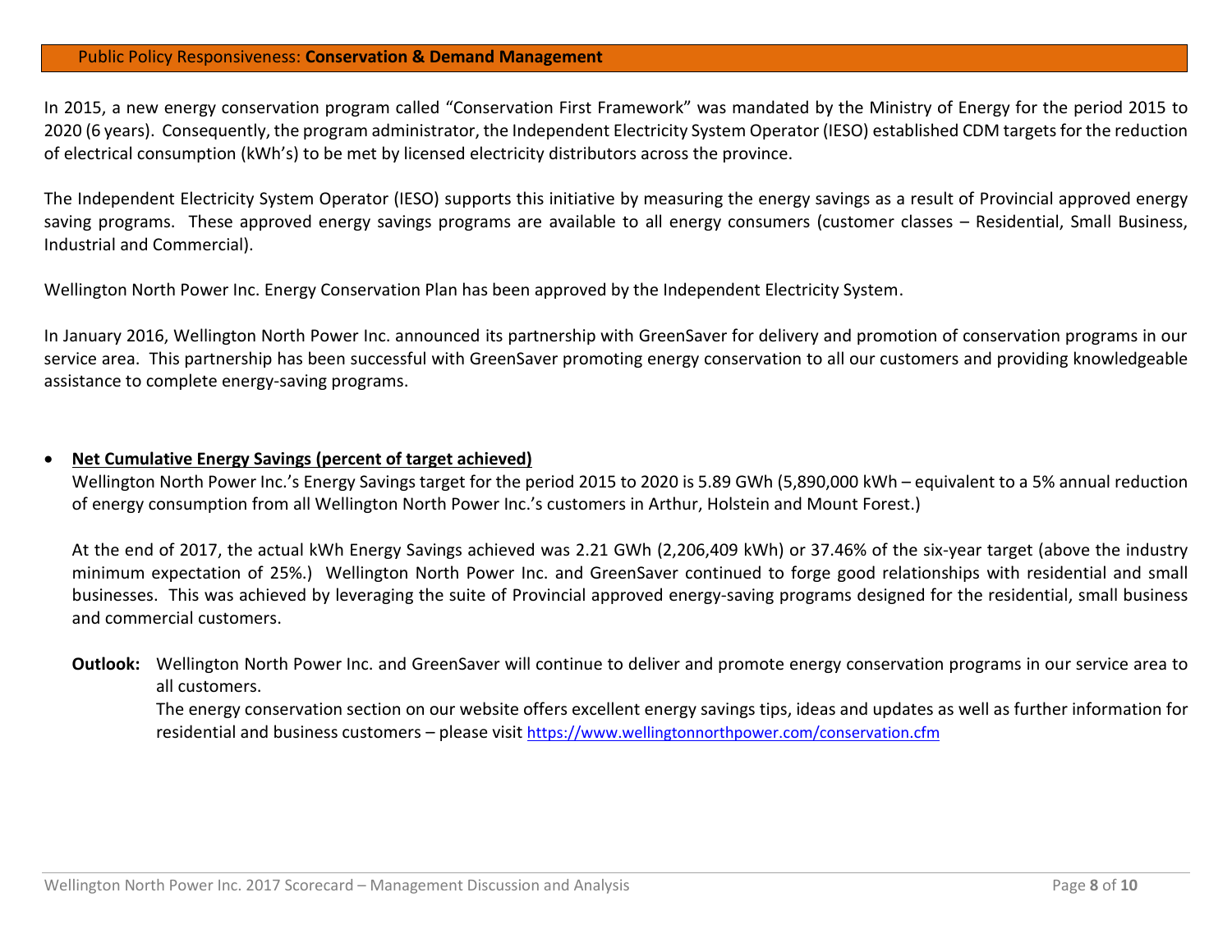## Public Policy Responsiveness: **Conservation & Demand Management**

In 2015, a new energy conservation program called “Conservation First Framework” was mandated by the Ministry of Energy for the period 2015 to 2020 (6 years). Consequently, the program administrator, the Independent Electricity System Operator (IESO) established CDM targets for the reduction of electrical consumption (kWh’s) to be met by licensed electricity distributors across the province.

The Independent Electricity System Operator (IESO) supports this initiative by measuring the energy savings as a result of Provincial approved energy saving programs. These approved energy savings programs are available to all energy consumers (customer classes – Residential, Small Business, Industrial and Commercial).

Wellington North Power Inc. Energy Conservation Plan has been approved by the Independent Electricity System.

In January 2016, Wellington North Power Inc. announced its partnership with GreenSaver for delivery and promotion of conservation programs in our service area. This partnership has been successful with GreenSaver promoting energy conservation to all our customers and providing knowledgeable assistance to complete energy-saving programs.

- **Net Cumulative Energy Savings (percent of target achieved)**

  Wellington North Power Inc.’s Energy Savings target for the period 2015 to 2020 is 5.89 GWh (5,890,000 kWh – equivalent to a 5% annual reduction of energy consumption from all Wellington North Power Inc.’s customers in Arthur, Holstein and Mount Forest.)

  At the end of 2017, the actual kWh Energy Savings achieved was 2.21 GWh (2,206,409 kWh) or 37.46% of the six-year target (above the industry minimum expectation of 25%.) Wellington North Power Inc. and GreenSaver continued to forge good relationships with residential and small businesses. This was achieved by leveraging the suite of Provincial approved energy-saving programs designed for the residential, small business and commercial customers.

  **Outlook:** Wellington North Power Inc. and GreenSaver will continue to deliver and promote energy conservation programs in our service area to all customers.
  The energy conservation section on our website offers excellent energy savings tips, ideas and updates as well as further information for residential and business customers – please visit https://www.wellingtonnorthpower.com/conservation.cfm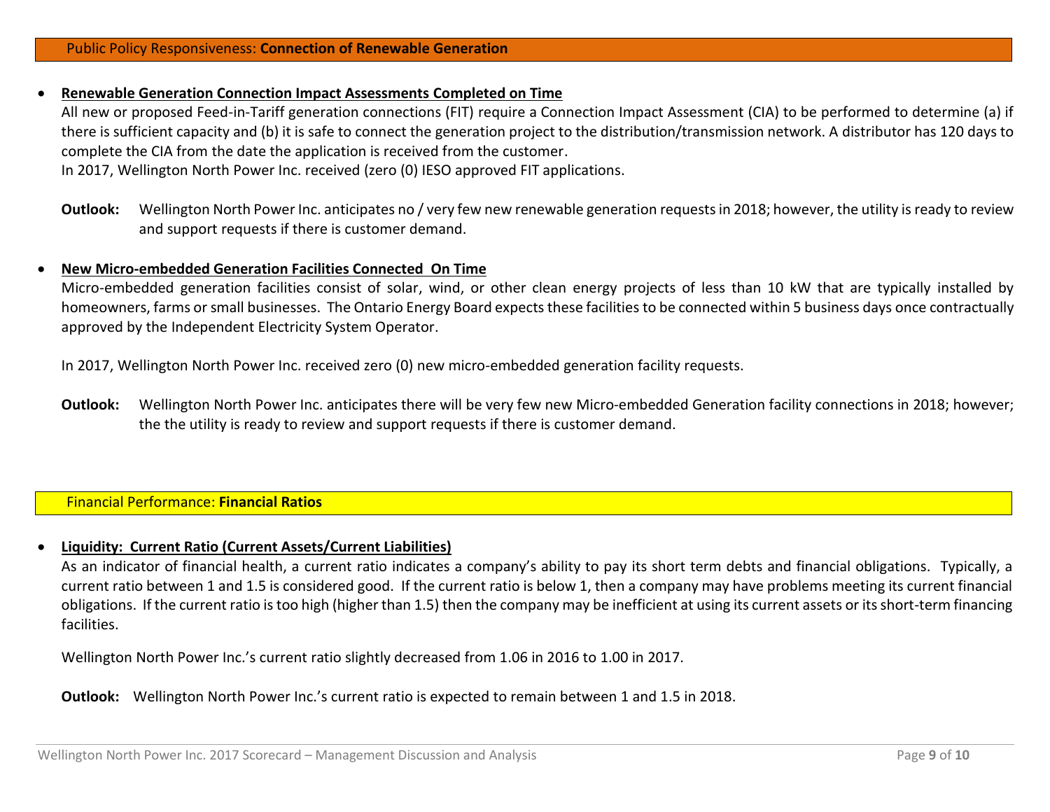## Public Policy Responsiveness: **Connection of Renewable Generation**

- **Renewable Generation Connection Impact Assessments Completed on Time**

  All new or proposed Feed-in-Tariff generation connections (FIT) require a Connection Impact Assessment (CIA) to be performed to determine (a) if there is sufficient capacity and (b) it is safe to connect the generation project to the distribution/transmission network. A distributor has 120 days to complete the CIA from the date the application is received from the customer.

  In 2017, Wellington North Power Inc. received (zero (0) IESO approved FIT applications.

  **Outlook:** Wellington North Power Inc. anticipates no / very few new renewable generation requests in 2018; however, the utility is ready to review and support requests if there is customer demand.

- **New Micro-embedded Generation Facilities Connected On Time**

  Micro-embedded generation facilities consist of solar, wind, or other clean energy projects of less than 10 kW that are typically installed by homeowners, farms or small businesses. The Ontario Energy Board expects these facilities to be connected within 5 business days once contractually approved by the Independent Electricity System Operator.

  In 2017, Wellington North Power Inc. received zero (0) new micro-embedded generation facility requests.

  **Outlook:** Wellington North Power Inc. anticipates there will be very few new Micro-embedded Generation facility connections in 2018; however; the the utility is ready to review and support requests if there is customer demand.

## Financial Performance: **Financial Ratios**

- **Liquidity: Current Ratio (Current Assets/Current Liabilities)**

  As an indicator of financial health, a current ratio indicates a company's ability to pay its short term debts and financial obligations. Typically, a current ratio between 1 and 1.5 is considered good. If the current ratio is below 1, then a company may have problems meeting its current financial obligations. If the current ratio is too high (higher than 1.5) then the company may be inefficient at using its current assets or its short-term financing facilities.

  Wellington North Power Inc.'s current ratio slightly decreased from 1.06 in 2016 to 1.00 in 2017.

  **Outlook:** Wellington North Power Inc.'s current ratio is expected to remain between 1 and 1.5 in 2018.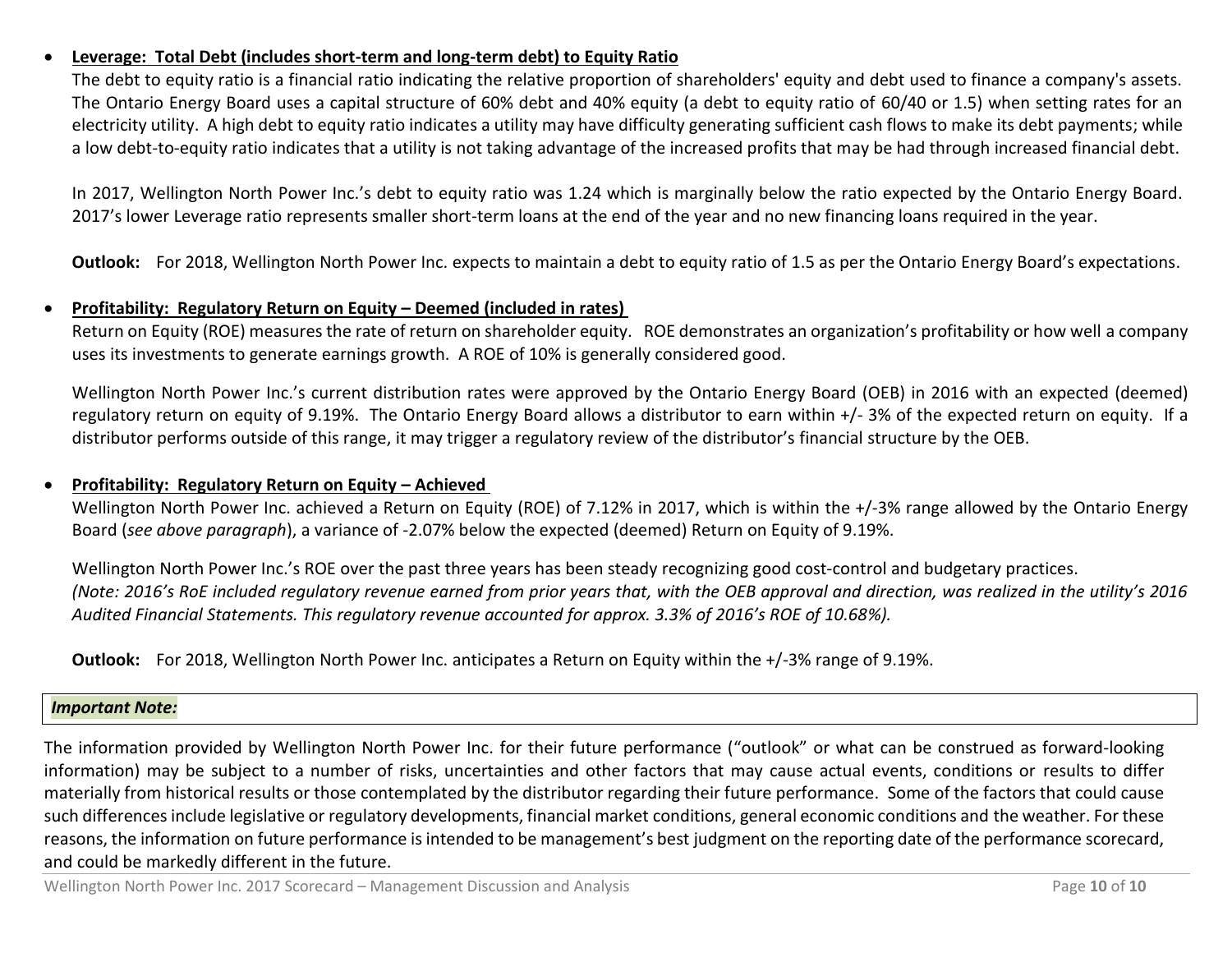- **Leverage: Total Debt (includes short-term and long-term debt) to Equity Ratio**

  The debt to equity ratio is a financial ratio indicating the relative proportion of shareholders' equity and debt used to finance a company's assets. The Ontario Energy Board uses a capital structure of 60% debt and 40% equity (a debt to equity ratio of 60/40 or 1.5) when setting rates for an electricity utility. A high debt to equity ratio indicates a utility may have difficulty generating sufficient cash flows to make its debt payments; while a low debt-to-equity ratio indicates that a utility is not taking advantage of the increased profits that may be had through increased financial debt.

  In 2017, Wellington North Power Inc.'s debt to equity ratio was 1.24 which is marginally below the ratio expected by the Ontario Energy Board. 2017's lower Leverage ratio represents smaller short-term loans at the end of the year and no new financing loans required in the year.

  **Outlook:** For 2018, Wellington North Power Inc. expects to maintain a debt to equity ratio of 1.5 as per the Ontario Energy Board's expectations.

- **Profitability: Regulatory Return on Equity – Deemed (included in rates)**

  Return on Equity (ROE) measures the rate of return on shareholder equity. ROE demonstrates an organization's profitability or how well a company uses its investments to generate earnings growth. A ROE of 10% is generally considered good.

  Wellington North Power Inc.'s current distribution rates were approved by the Ontario Energy Board (OEB) in 2016 with an expected (deemed) regulatory return on equity of 9.19%. The Ontario Energy Board allows a distributor to earn within +/- 3% of the expected return on equity. If a distributor performs outside of this range, it may trigger a regulatory review of the distributor's financial structure by the OEB.

- **Profitability: Regulatory Return on Equity – Achieved**

  Wellington North Power Inc. achieved a Return on Equity (ROE) of 7.12% in 2017, which is within the +/-3% range allowed by the Ontario Energy Board (*see above paragraph*), a variance of -2.07% below the expected (deemed) Return on Equity of 9.19%.

  Wellington North Power Inc.'s ROE over the past three years has been steady recognizing good cost-control and budgetary practices.
  *(Note: 2016's RoE included regulatory revenue earned from prior years that, with the OEB approval and direction, was realized in the utility's 2016 Audited Financial Statements. This regulatory revenue accounted for approx. 3.3% of 2016's ROE of 10.68%).*

  **Outlook:** For 2018, Wellington North Power Inc. anticipates a Return on Equity within the +/-3% range of 9.19%.

***Important Note:***

The information provided by Wellington North Power Inc. for their future performance ("outlook" or what can be construed as forward-looking information) may be subject to a number of risks, uncertainties and other factors that may cause actual events, conditions or results to differ materially from historical results or those contemplated by the distributor regarding their future performance. Some of the factors that could cause such differences include legislative or regulatory developments, financial market conditions, general economic conditions and the weather. For these reasons, the information on future performance is intended to be management's best judgment on the reporting date of the performance scorecard, and could be markedly different in the future.